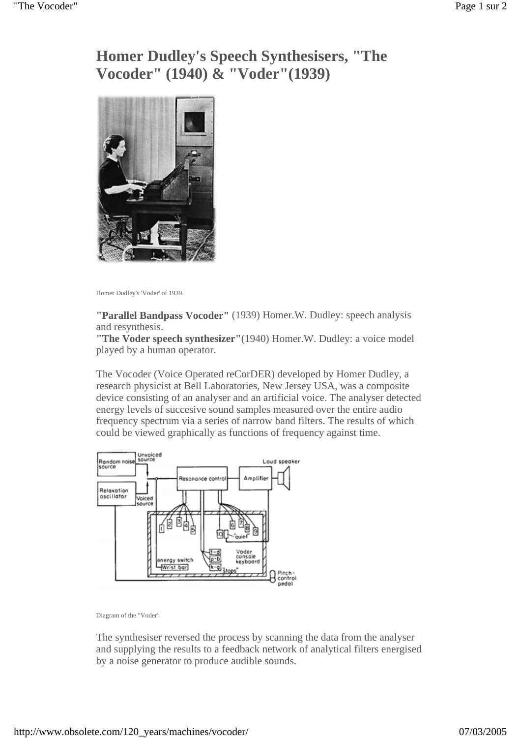# Homer Dudley's Speech Synthesisers, "The Vocoder" (1940) & "Voder"(1939)

Homer Dudley's 'Voder' of 1939.

**"Parallel Bandpass Vocoder"** (1939) Homer.W. Dudley: speech analysis and resynthesis.
**"The Voder speech synthesizer"**(1940) Homer.W. Dudley: a voice model played by a human operator.

The Vocoder (Voice Operated reCorDER) developed by Homer Dudley, a research physicist at Bell Laboratories, New Jersey USA, was a composite device consisting of an analyser and an artificial voice. The analyser detected energy levels of succesive sound samples measured over the entire audio frequency spectrum via a series of narrow band filters. The results of which could be viewed graphically as functions of frequency against time.

Diagram of the "Voder"

The synthesiser reversed the process by scanning the data from the analyser and supplying the results to a feedback network of analytical filters energised by a noise generator to produce audible sounds.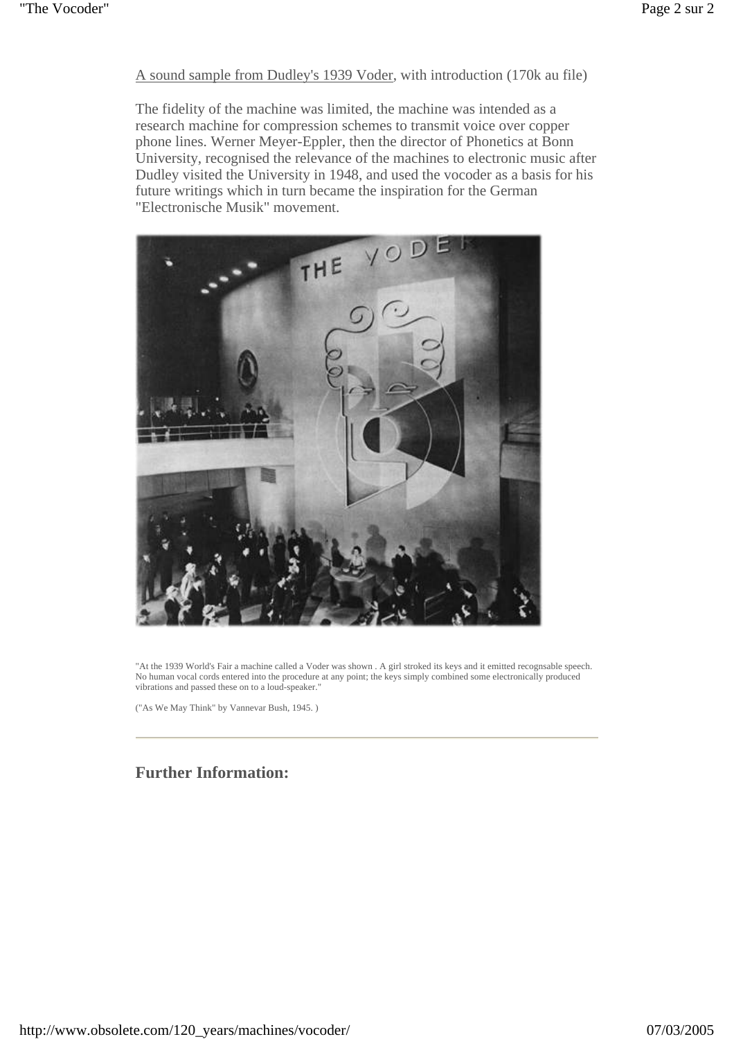A sound sample from Dudley's 1939 Voder, with introduction (170k au file)

The fidelity of the machine was limited, the machine was intended as a research machine for compression schemes to transmit voice over copper phone lines. Werner Meyer-Eppler, then the director of Phonetics at Bonn University, recognised the relevance of the machines to electronic music after Dudley visited the University in 1948, and used the vocoder as a basis for his future writings which in turn became the inspiration for the German "Electronische Musik" movement.

"At the 1939 World's Fair a machine called a Voder was shown . A girl stroked its keys and it emitted recognsable speech. No human vocal cords entered into the procedure at any point; the keys simply combined some electronically produced vibrations and passed these on to a loud-speaker."

("As We May Think" by Vannevar Bush, 1945. )

---

## Further Information: